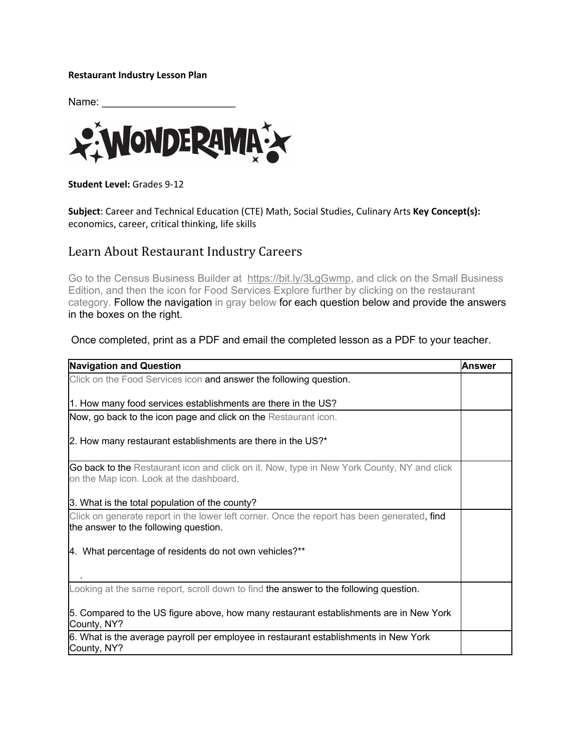**Restaurant Industry Lesson Plan**

Name: _______________________

WONDERAMA

**Student Level:** Grades 9-12

**Subject**: Career and Technical Education (CTE) Math, Social Studies, Culinary Arts **Key Concept(s):** economics, career, critical thinking, life skills

## Learn About Restaurant Industry Careers

Go to the Census Business Builder at https://bit.ly/3LgGwmp, and click on the Small Business Edition, and then the icon for Food Services Explore further by clicking on the restaurant category. Follow the navigation in gray below for each question below and provide the answers in the boxes on the right.

Once completed, print as a PDF and email the completed lesson as a PDF to your teacher.

| Navigation and Question | Answer |
|---|---|
| Click on the Food Services icon and answer the following question.<br><br>1. How many food services establishments are there in the US? | |
| Now, go back to the icon page and click on the Restaurant icon.<br><br>2. How many restaurant establishments are there in the US?* | |
| Go back to the Restaurant icon and click on it. Now, type in New York County, NY and click on the Map icon. Look at the dashboard.<br><br>3. What is the total population of the county? | |
| Click on generate report in the lower left corner. Once the report has been generated, find the answer to the following question.<br><br>4. What percentage of residents do not own vehicles?**<br><br>. | |
| Looking at the same report, scroll down to find the answer to the following question.<br><br>5. Compared to the US figure above, how many restaurant establishments are in New York County, NY? | |
| 6. What is the average payroll per employee in restaurant establishments in New York County, NY? | |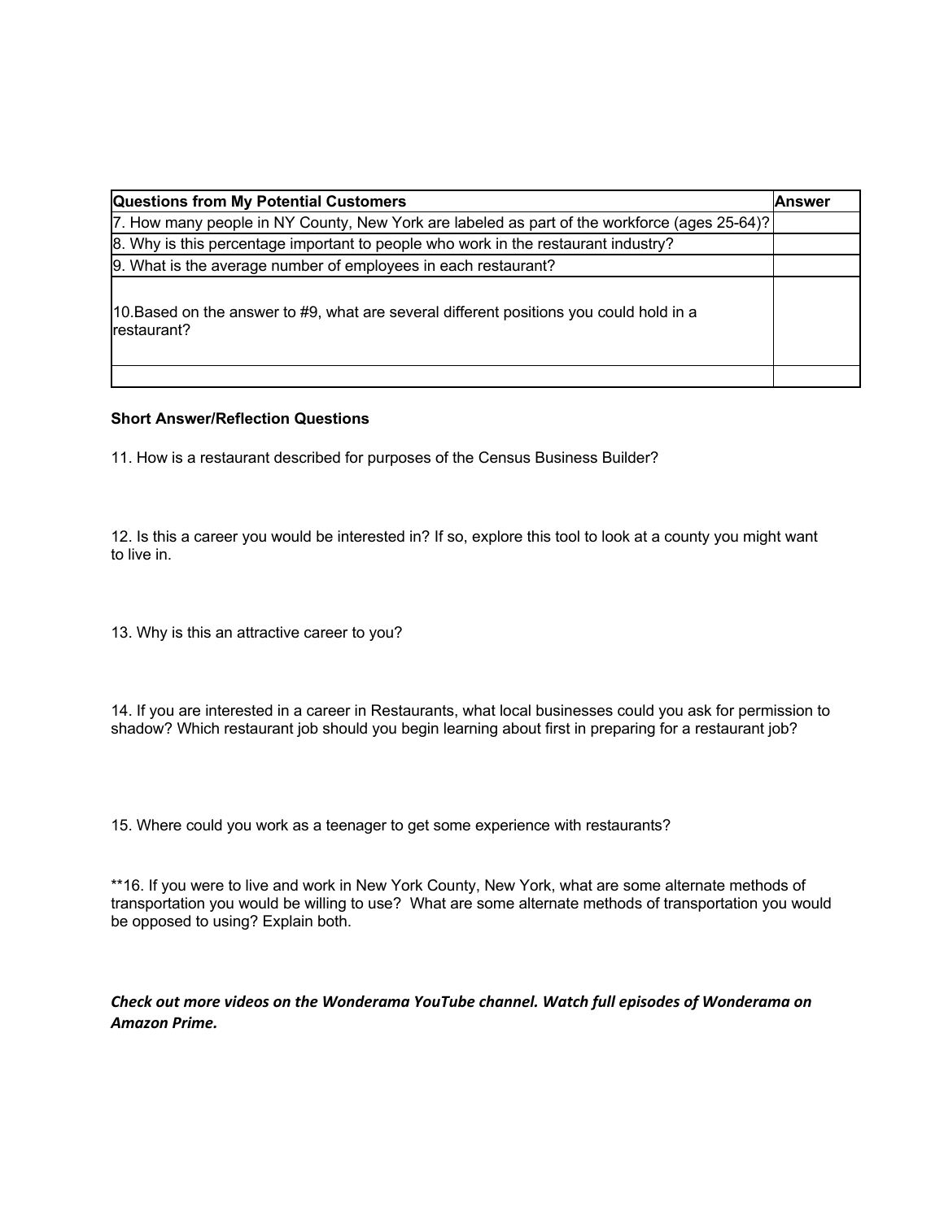| Questions from My Potential Customers | Answer |
|---|---|
| 7. How many people in NY County, New York are labeled as part of the workforce (ages 25-64)? | |
| 8. Why is this percentage important to people who work in the restaurant industry? | |
| 9. What is the average number of employees in each restaurant? | |
| 10.Based on the answer to #9, what are several different positions you could hold in a restaurant? | |
| | |

**Short Answer/Reflection Questions**

11. How is a restaurant described for purposes of the Census Business Builder?

12. Is this a career you would be interested in? If so, explore this tool to look at a county you might want to live in.

13. Why is this an attractive career to you?

14. If you are interested in a career in Restaurants, what local businesses could you ask for permission to shadow? Which restaurant job should you begin learning about first in preparing for a restaurant job?

15. Where could you work as a teenager to get some experience with restaurants?

**16. If you were to live and work in New York County, New York, what are some alternate methods of transportation you would be willing to use? What are some alternate methods of transportation you would be opposed to using? Explain both.

***Check out more videos on the Wonderama YouTube channel. Watch full episodes of Wonderama on Amazon Prime.***